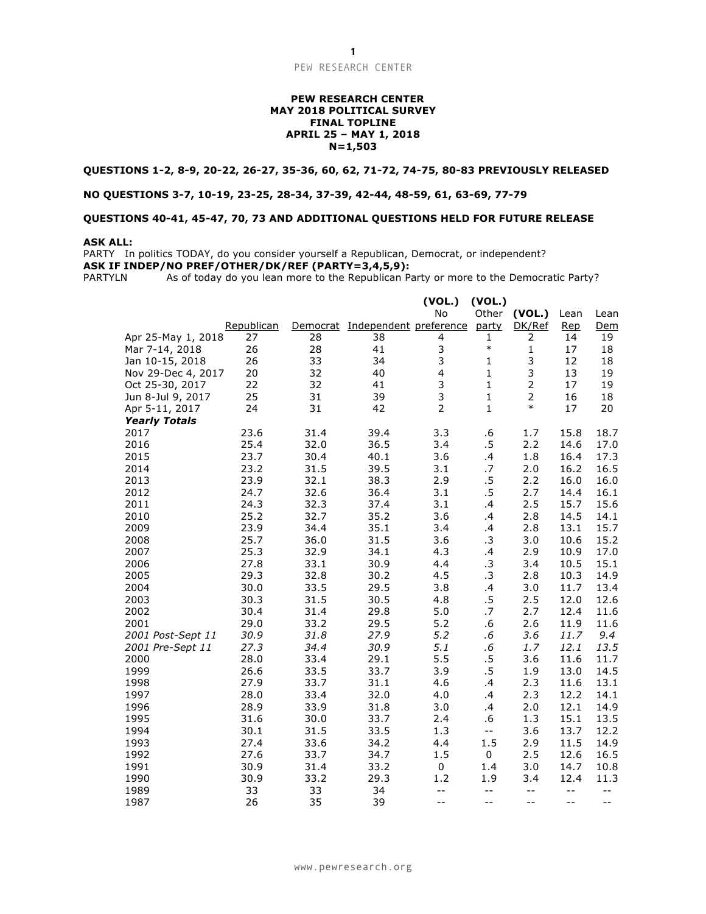**PEW RESEARCH CENTER**
**MAY 2018 POLITICAL SURVEY**
**FINAL TOPLINE**
**APRIL 25 – MAY 1, 2018**
**N=1,503**

**QUESTIONS 1-2, 8-9, 20-22, 26-27, 35-36, 60, 62, 71-72, 74-75, 80-83 PREVIOUSLY RELEASED**

**NO QUESTIONS 3-7, 10-19, 23-25, 28-34, 37-39, 42-44, 48-59, 61, 63-69, 77-79**

**QUESTIONS 40-41, 45-47, 70, 73 AND ADDITIONAL QUESTIONS HELD FOR FUTURE RELEASE**

**ASK ALL:**
PARTY In politics TODAY, do you consider yourself a Republican, Democrat, or independent?
**ASK IF INDEP/NO PREF/OTHER/DK/REF (PARTY=3,4,5,9):**
PARTYLN As of today do you lean more to the Republican Party or more to the Democratic Party?

| | Republican | Democrat | Independent | (VOL.) No preference | (VOL.) Other party | (VOL.) DK/Ref | Lean Rep | Lean Dem |
|---|---|---|---|---|---|---|---|---|
| Apr 25-May 1, 2018 | 27 | 28 | 38 | 4 | 1 | 2 | 14 | 19 |
| Mar 7-14, 2018 | 26 | 28 | 41 | 3 | * | 1 | 17 | 18 |
| Jan 10-15, 2018 | 26 | 33 | 34 | 3 | 1 | 3 | 12 | 18 |
| Nov 29-Dec 4, 2017 | 20 | 32 | 40 | 4 | 1 | 3 | 13 | 19 |
| Oct 25-30, 2017 | 22 | 32 | 41 | 3 | 1 | 2 | 17 | 19 |
| Jun 8-Jul 9, 2017 | 25 | 31 | 39 | 3 | 1 | 2 | 16 | 18 |
| Apr 5-11, 2017 | 24 | 31 | 42 | 2 | 1 | * | 17 | 20 |
| ***Yearly Totals*** | | | | | | | | |
| 2017 | 23.6 | 31.4 | 39.4 | 3.3 | .6 | 1.7 | 15.8 | 18.7 |
| 2016 | 25.4 | 32.0 | 36.5 | 3.4 | .5 | 2.2 | 14.6 | 17.0 |
| 2015 | 23.7 | 30.4 | 40.1 | 3.6 | .4 | 1.8 | 16.4 | 17.3 |
| 2014 | 23.2 | 31.5 | 39.5 | 3.1 | .7 | 2.0 | 16.2 | 16.5 |
| 2013 | 23.9 | 32.1 | 38.3 | 2.9 | .5 | 2.2 | 16.0 | 16.0 |
| 2012 | 24.7 | 32.6 | 36.4 | 3.1 | .5 | 2.7 | 14.4 | 16.1 |
| 2011 | 24.3 | 32.3 | 37.4 | 3.1 | .4 | 2.5 | 15.7 | 15.6 |
| 2010 | 25.2 | 32.7 | 35.2 | 3.6 | .4 | 2.8 | 14.5 | 14.1 |
| 2009 | 23.9 | 34.4 | 35.1 | 3.4 | .4 | 2.8 | 13.1 | 15.7 |
| 2008 | 25.7 | 36.0 | 31.5 | 3.6 | .3 | 3.0 | 10.6 | 15.2 |
| 2007 | 25.3 | 32.9 | 34.1 | 4.3 | .4 | 2.9 | 10.9 | 17.0 |
| 2006 | 27.8 | 33.1 | 30.9 | 4.4 | .3 | 3.4 | 10.5 | 15.1 |
| 2005 | 29.3 | 32.8 | 30.2 | 4.5 | .3 | 2.8 | 10.3 | 14.9 |
| 2004 | 30.0 | 33.5 | 29.5 | 3.8 | .4 | 3.0 | 11.7 | 13.4 |
| 2003 | 30.3 | 31.5 | 30.5 | 4.8 | .5 | 2.5 | 12.0 | 12.6 |
| 2002 | 30.4 | 31.4 | 29.8 | 5.0 | .7 | 2.7 | 12.4 | 11.6 |
| 2001 | 29.0 | 33.2 | 29.5 | 5.2 | .6 | 2.6 | 11.9 | 11.6 |
| *2001 Post-Sept 11* | *30.9* | *31.8* | *27.9* | *5.2* | *.6* | *3.6* | *11.7* | *9.4* |
| *2001 Pre-Sept 11* | *27.3* | *34.4* | *30.9* | *5.1* | *.6* | *1.7* | *12.1* | *13.5* |
| 2000 | 28.0 | 33.4 | 29.1 | 5.5 | .5 | 3.6 | 11.6 | 11.7 |
| 1999 | 26.6 | 33.5 | 33.7 | 3.9 | .5 | 1.9 | 13.0 | 14.5 |
| 1998 | 27.9 | 33.7 | 31.1 | 4.6 | .4 | 2.3 | 11.6 | 13.1 |
| 1997 | 28.0 | 33.4 | 32.0 | 4.0 | .4 | 2.3 | 12.2 | 14.1 |
| 1996 | 28.9 | 33.9 | 31.8 | 3.0 | .4 | 2.0 | 12.1 | 14.9 |
| 1995 | 31.6 | 30.0 | 33.7 | 2.4 | .6 | 1.3 | 15.1 | 13.5 |
| 1994 | 30.1 | 31.5 | 33.5 | 1.3 | -- | 3.6 | 13.7 | 12.2 |
| 1993 | 27.4 | 33.6 | 34.2 | 4.4 | 1.5 | 2.9 | 11.5 | 14.9 |
| 1992 | 27.6 | 33.7 | 34.7 | 1.5 | 0 | 2.5 | 12.6 | 16.5 |
| 1991 | 30.9 | 31.4 | 33.2 | 0 | 1.4 | 3.0 | 14.7 | 10.8 |
| 1990 | 30.9 | 33.2 | 29.3 | 1.2 | 1.9 | 3.4 | 12.4 | 11.3 |
| 1989 | 33 | 33 | 34 | -- | -- | -- | -- | -- |
| 1987 | 26 | 35 | 39 | -- | -- | -- | -- | -- |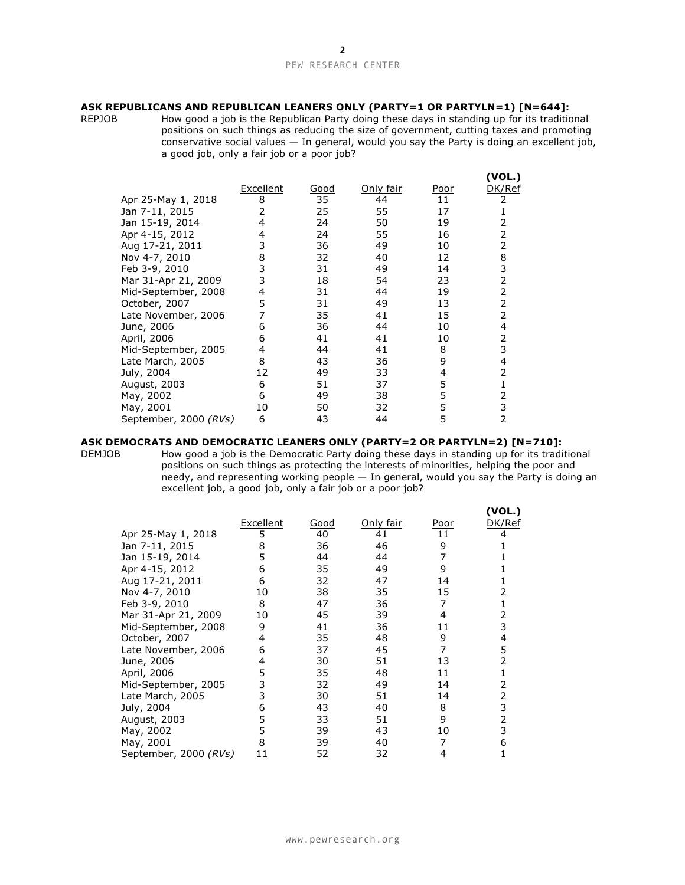**ASK REPUBLICANS AND REPUBLICAN LEANERS ONLY (PARTY=1 OR PARTYLN=1) [N=644]:**

REPJOB How good a job is the Republican Party doing these days in standing up for its traditional positions on such things as reducing the size of government, cutting taxes and promoting conservative social values — In general, would you say the Party is doing an excellent job, a good job, only a fair job or a poor job?

| | Excellent | Good | Only fair | Poor | (VOL.) DK/Ref |
|---|---|---|---|---|---|
| Apr 25-May 1, 2018 | 8 | 35 | 44 | 11 | 2 |
| Jan 7-11, 2015 | 2 | 25 | 55 | 17 | 1 |
| Jan 15-19, 2014 | 4 | 24 | 50 | 19 | 2 |
| Apr 4-15, 2012 | 4 | 24 | 55 | 16 | 2 |
| Aug 17-21, 2011 | 3 | 36 | 49 | 10 | 2 |
| Nov 4-7, 2010 | 8 | 32 | 40 | 12 | 8 |
| Feb 3-9, 2010 | 3 | 31 | 49 | 14 | 3 |
| Mar 31-Apr 21, 2009 | 3 | 18 | 54 | 23 | 2 |
| Mid-September, 2008 | 4 | 31 | 44 | 19 | 2 |
| October, 2007 | 5 | 31 | 49 | 13 | 2 |
| Late November, 2006 | 7 | 35 | 41 | 15 | 2 |
| June, 2006 | 6 | 36 | 44 | 10 | 4 |
| April, 2006 | 6 | 41 | 41 | 10 | 2 |
| Mid-September, 2005 | 4 | 44 | 41 | 8 | 3 |
| Late March, 2005 | 8 | 43 | 36 | 9 | 4 |
| July, 2004 | 12 | 49 | 33 | 4 | 2 |
| August, 2003 | 6 | 51 | 37 | 5 | 1 |
| May, 2002 | 6 | 49 | 38 | 5 | 2 |
| May, 2001 | 10 | 50 | 32 | 5 | 3 |
| September, 2000 *(RVs)* | 6 | 43 | 44 | 5 | 2 |

**ASK DEMOCRATS AND DEMOCRATIC LEANERS ONLY (PARTY=2 OR PARTYLN=2) [N=710]:**

DEMJOB How good a job is the Democratic Party doing these days in standing up for its traditional positions on such things as protecting the interests of minorities, helping the poor and needy, and representing working people — In general, would you say the Party is doing an excellent job, a good job, only a fair job or a poor job?

| | Excellent | Good | Only fair | Poor | (VOL.) DK/Ref |
|---|---|---|---|---|---|
| Apr 25-May 1, 2018 | 5 | 40 | 41 | 11 | 4 |
| Jan 7-11, 2015 | 8 | 36 | 46 | 9 | 1 |
| Jan 15-19, 2014 | 5 | 44 | 44 | 7 | 1 |
| Apr 4-15, 2012 | 6 | 35 | 49 | 9 | 1 |
| Aug 17-21, 2011 | 6 | 32 | 47 | 14 | 1 |
| Nov 4-7, 2010 | 10 | 38 | 35 | 15 | 2 |
| Feb 3-9, 2010 | 8 | 47 | 36 | 7 | 1 |
| Mar 31-Apr 21, 2009 | 10 | 45 | 39 | 4 | 2 |
| Mid-September, 2008 | 9 | 41 | 36 | 11 | 3 |
| October, 2007 | 4 | 35 | 48 | 9 | 4 |
| Late November, 2006 | 6 | 37 | 45 | 7 | 5 |
| June, 2006 | 4 | 30 | 51 | 13 | 2 |
| April, 2006 | 5 | 35 | 48 | 11 | 1 |
| Mid-September, 2005 | 3 | 32 | 49 | 14 | 2 |
| Late March, 2005 | 3 | 30 | 51 | 14 | 2 |
| July, 2004 | 6 | 43 | 40 | 8 | 3 |
| August, 2003 | 5 | 33 | 51 | 9 | 2 |
| May, 2002 | 5 | 39 | 43 | 10 | 3 |
| May, 2001 | 8 | 39 | 40 | 7 | 6 |
| September, 2000 *(RVs)* | 11 | 52 | 32 | 4 | 1 |